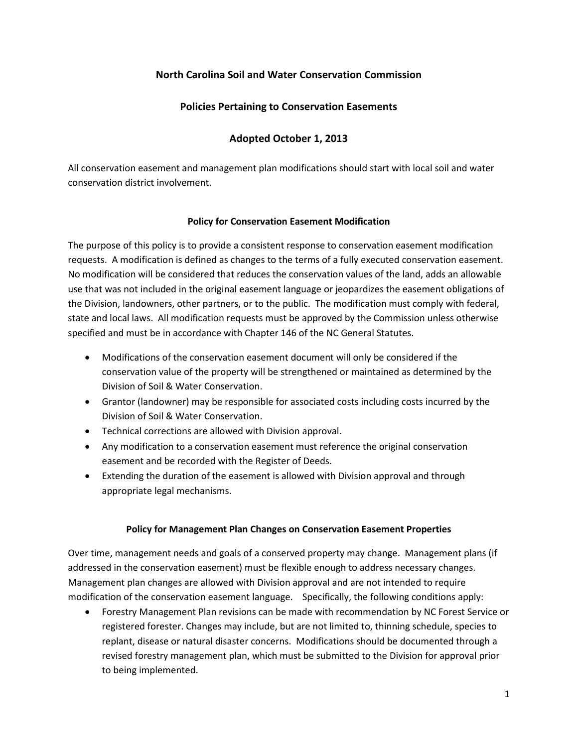# North Carolina Soil and Water Conservation Commission

## Policies Pertaining to Conservation Easements

## Adopted October 1, 2013

All conservation easement and management plan modifications should start with local soil and water conservation district involvement.

### Policy for Conservation Easement Modification

The purpose of this policy is to provide a consistent response to conservation easement modification requests. A modification is defined as changes to the terms of a fully executed conservation easement. No modification will be considered that reduces the conservation values of the land, adds an allowable use that was not included in the original easement language or jeopardizes the easement obligations of the Division, landowners, other partners, or to the public. The modification must comply with federal, state and local laws. All modification requests must be approved by the Commission unless otherwise specified and must be in accordance with Chapter 146 of the NC General Statutes.

- Modifications of the conservation easement document will only be considered if the conservation value of the property will be strengthened or maintained as determined by the Division of Soil & Water Conservation.
- Grantor (landowner) may be responsible for associated costs including costs incurred by the Division of Soil & Water Conservation.
- Technical corrections are allowed with Division approval.
- Any modification to a conservation easement must reference the original conservation easement and be recorded with the Register of Deeds.
- Extending the duration of the easement is allowed with Division approval and through appropriate legal mechanisms.

### Policy for Management Plan Changes on Conservation Easement Properties

Over time, management needs and goals of a conserved property may change. Management plans (if addressed in the conservation easement) must be flexible enough to address necessary changes. Management plan changes are allowed with Division approval and are not intended to require modification of the conservation easement language. Specifically, the following conditions apply:

- Forestry Management Plan revisions can be made with recommendation by NC Forest Service or registered forester. Changes may include, but are not limited to, thinning schedule, species to replant, disease or natural disaster concerns. Modifications should be documented through a revised forestry management plan, which must be submitted to the Division for approval prior to being implemented.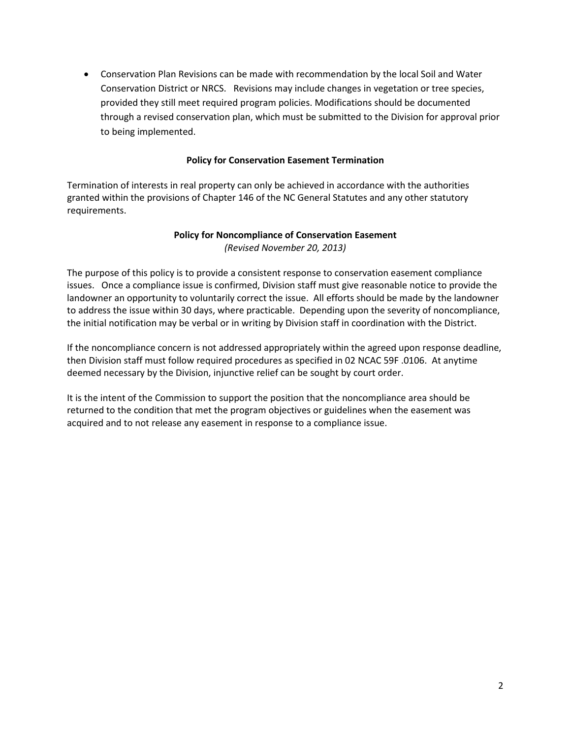- Conservation Plan Revisions can be made with recommendation by the local Soil and Water Conservation District or NRCS. Revisions may include changes in vegetation or tree species, provided they still meet required program policies. Modifications should be documented through a revised conservation plan, which must be submitted to the Division for approval prior to being implemented.

### Policy for Conservation Easement Termination

Termination of interests in real property can only be achieved in accordance with the authorities granted within the provisions of Chapter 146 of the NC General Statutes and any other statutory requirements.

### Policy for Noncompliance of Conservation Easement

*(Revised November 20, 2013)*

The purpose of this policy is to provide a consistent response to conservation easement compliance issues. Once a compliance issue is confirmed, Division staff must give reasonable notice to provide the landowner an opportunity to voluntarily correct the issue. All efforts should be made by the landowner to address the issue within 30 days, where practicable. Depending upon the severity of noncompliance, the initial notification may be verbal or in writing by Division staff in coordination with the District.

If the noncompliance concern is not addressed appropriately within the agreed upon response deadline, then Division staff must follow required procedures as specified in 02 NCAC 59F .0106. At anytime deemed necessary by the Division, injunctive relief can be sought by court order.

It is the intent of the Commission to support the position that the noncompliance area should be returned to the condition that met the program objectives or guidelines when the easement was acquired and to not release any easement in response to a compliance issue.